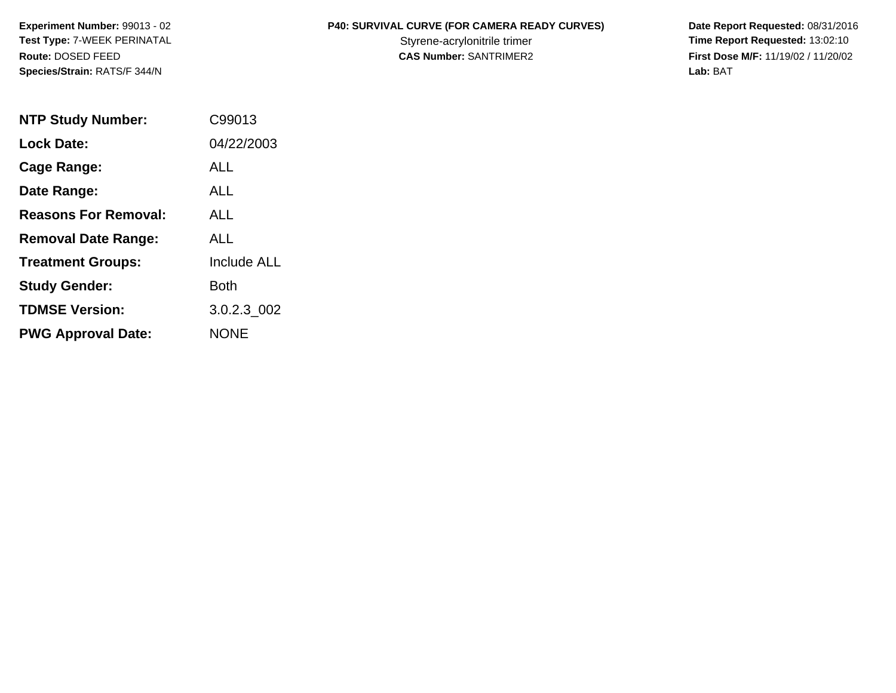**Experiment Number:** 99013 - 02
**Test Type:** 7-WEEK PERINATAL
**Route:** DOSED FEED
**Species/Strain:** RATS/F 344/N

**P40: SURVIVAL CURVE (FOR CAMERA READY CURVES)**
Styrene-acrylonitrile trimer
**CAS Number:** SANTRIMER2

**Date Report Requested:** 08/31/2016
**Time Report Requested:** 13:02:10
**First Dose M/F:** 11/19/02 / 11/20/02
**Lab:** BAT

| | |
|---|---|
| **NTP Study Number:** | C99013 |
| **Lock Date:** | 04/22/2003 |
| **Cage Range:** | ALL |
| **Date Range:** | ALL |
| **Reasons For Removal:** | ALL |
| **Removal Date Range:** | ALL |
| **Treatment Groups:** | Include ALL |
| **Study Gender:** | Both |
| **TDMSE Version:** | 3.0.2.3_002 |
| **PWG Approval Date:** | NONE |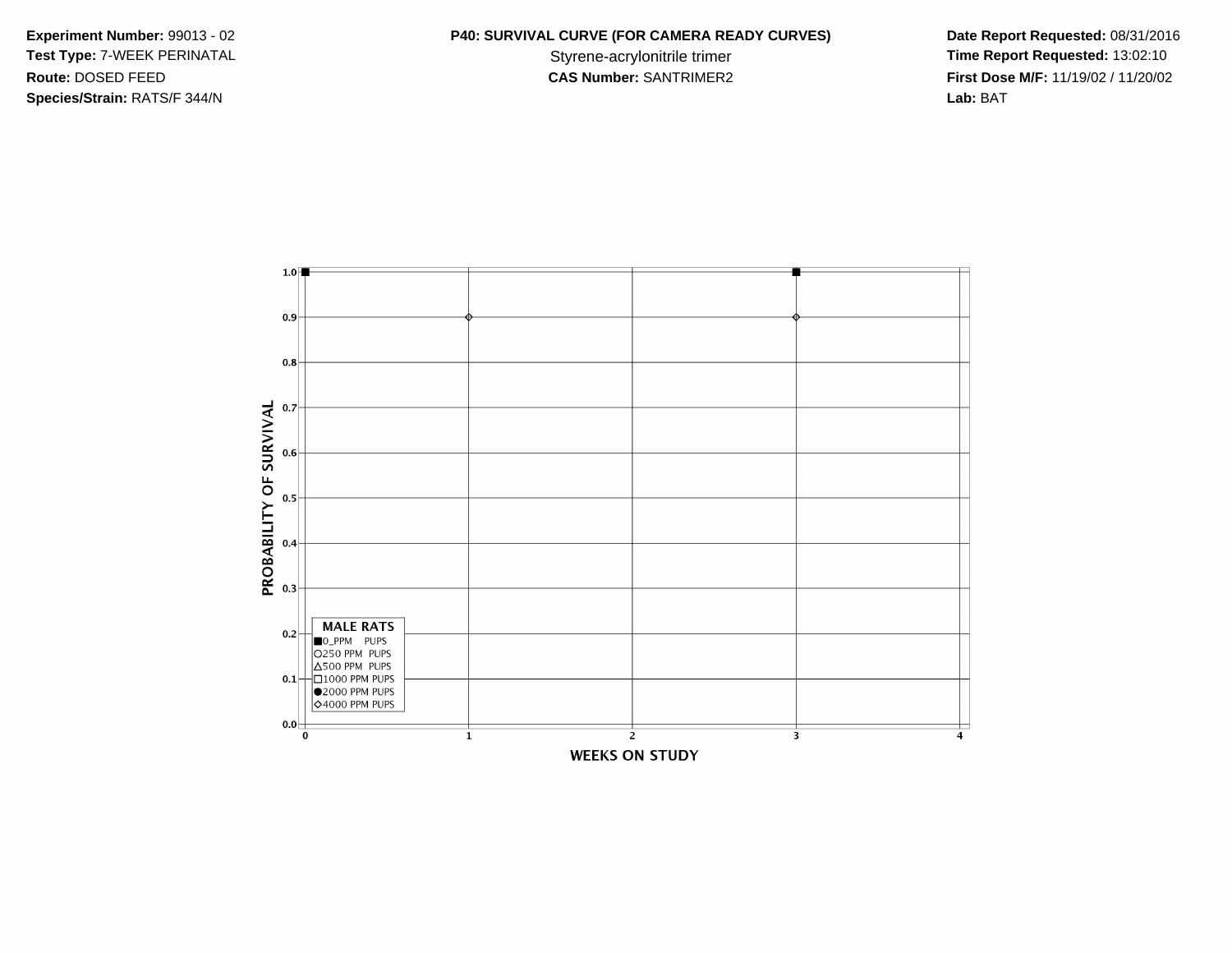**Experiment Number:** 99013 - 02
**Test Type:** 7-WEEK PERINATAL
**Route:** DOSED FEED
**Species/Strain:** RATS/F 344/N

**P40: SURVIVAL CURVE (FOR CAMERA READY CURVES)**
Styrene-acrylonitrile trimer
**CAS Number:** SANTRIMER2

**Date Report Requested:** 08/31/2016
**Time Report Requested:** 13:02:10
**First Dose M/F:** 11/19/02 / 11/20/02
**Lab:** BAT

PROBABILITY OF SURVIVAL

1.0
0.9
0.8
0.7
0.6
0.5
0.4
0.3
0.2
0.1
0.0

0 1 2 3 4

WEEKS ON STUDY

**MALE RATS**
■0_PPM PUPS
○250 PPM PUPS
△500 PPM PUPS
□1000 PPM PUPS
●2000 PPM PUPS
◇4000 PPM PUPS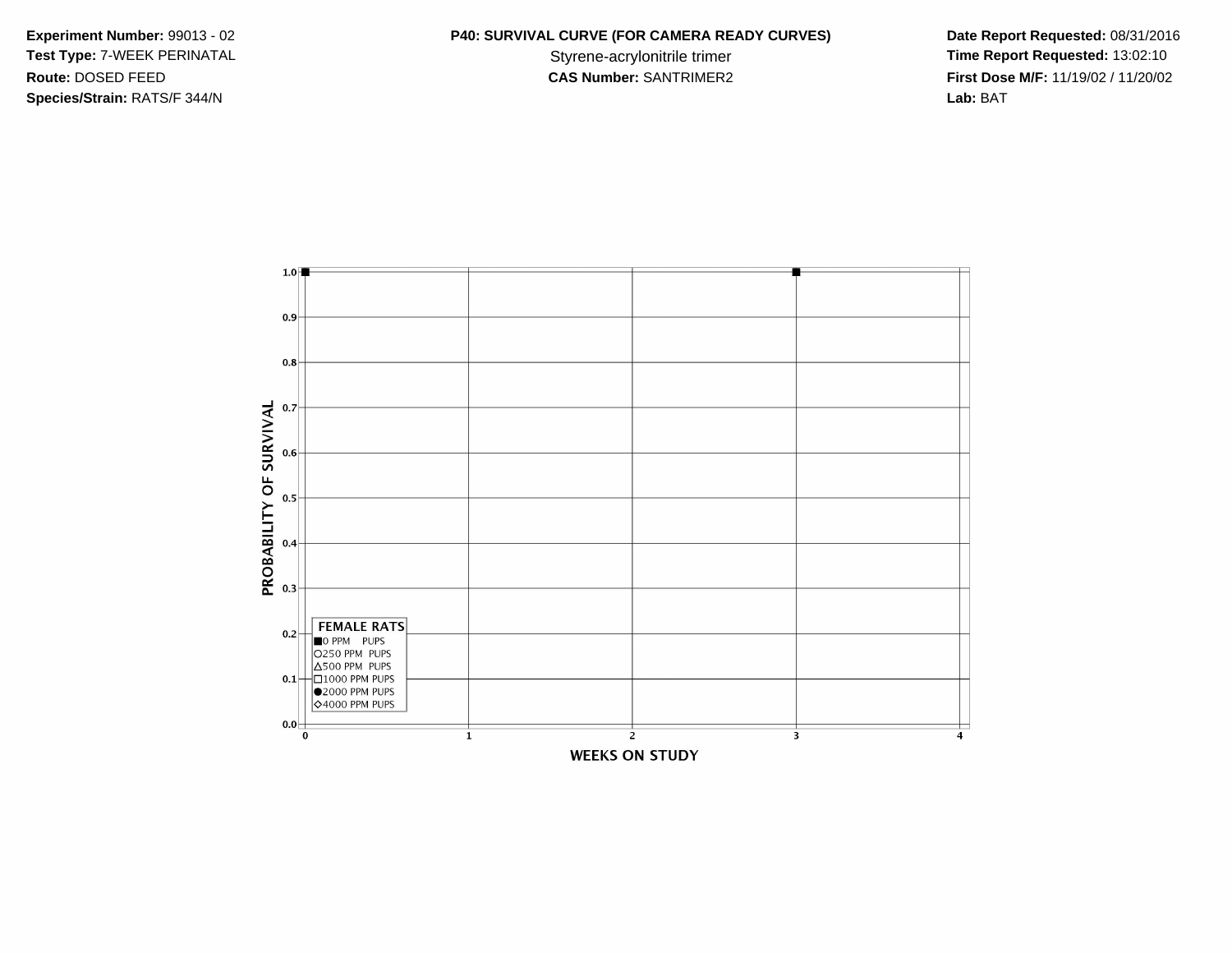**Experiment Number:** 99013 - 02
**Test Type:** 7-WEEK PERINATAL
**Route:** DOSED FEED
**Species/Strain:** RATS/F 344/N

**P40: SURVIVAL CURVE (FOR CAMERA READY CURVES)**
Styrene-acrylonitrile trimer
**CAS Number:** SANTRIMER2

**Date Report Requested:** 08/31/2016
**Time Report Requested:** 13:02:10
**First Dose M/F:** 11/19/02 / 11/20/02
**Lab:** BAT

PROBABILITY OF SURVIVAL

1.0
0.9
0.8
0.7
0.6
0.5
0.4
0.3
0.2
0.1
0.0

WEEKS ON STUDY

0
1
2
3
4

FEMALE RATS
■0 PPM PUPS
○250 PPM PUPS
△500 PPM PUPS
□1000 PPM PUPS
●2000 PPM PUPS
◇4000 PPM PUPS